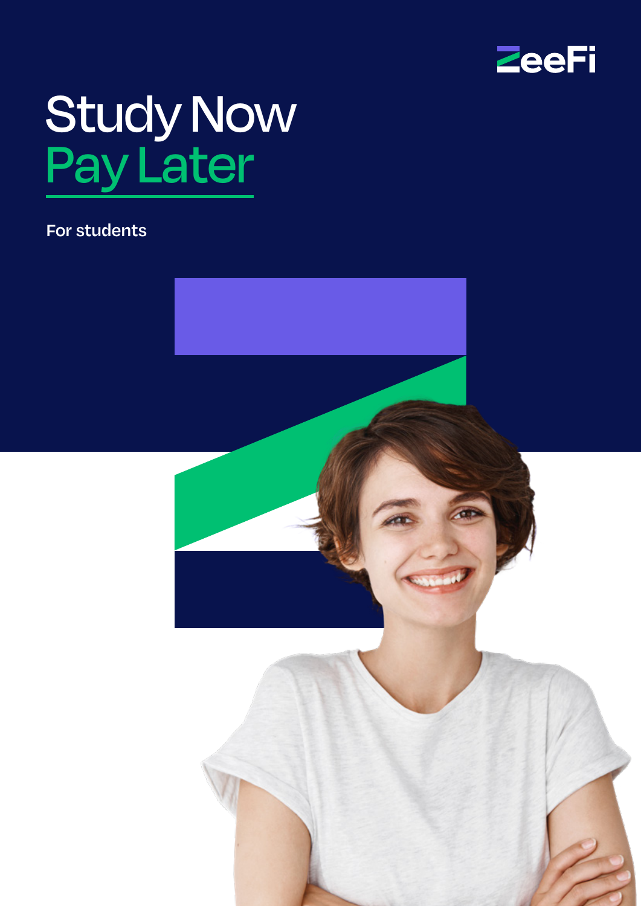ZeeFi

# Study Now
# Pay Later

For students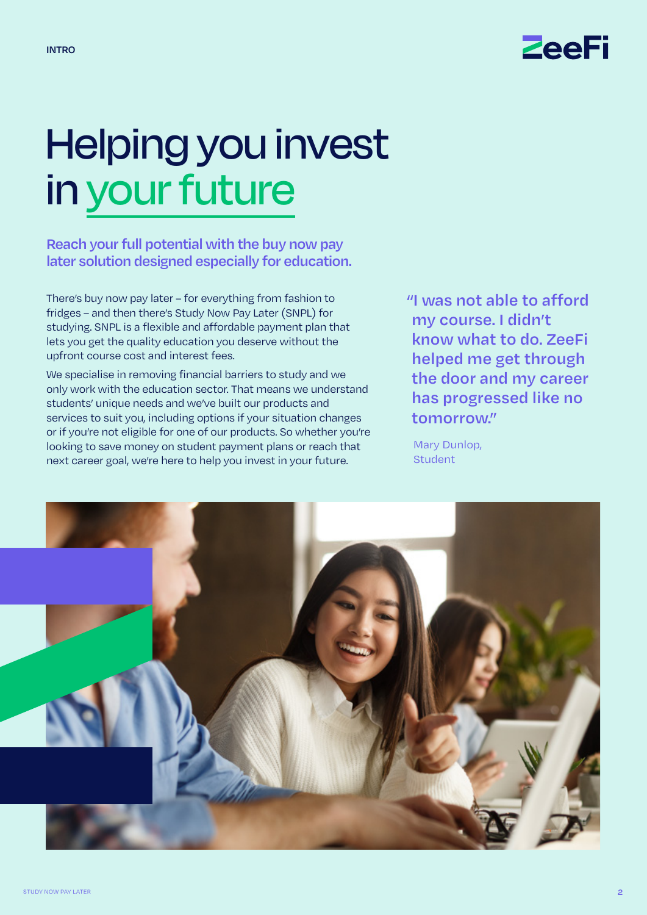INTRO

# Helping you invest in your future

### Reach your full potential with the buy now pay later solution designed especially for education.

There's buy now pay later – for everything from fashion to fridges – and then there's Study Now Pay Later (SNPL) for studying. SNPL is a flexible and affordable payment plan that lets you get the quality education you deserve without the upfront course cost and interest fees.

We specialise in removing financial barriers to study and we only work with the education sector. That means we understand students' unique needs and we've built our products and services to suit you, including options if your situation changes or if you're not eligible for one of our products. So whether you're looking to save money on student payment plans or reach that next career goal, we're here to help you invest in your future.

> "I was not able to afford my course. I didn't know what to do. ZeeFi helped me get through the door and my career has progressed like no tomorrow."
>
> Mary Dunlop,
> Student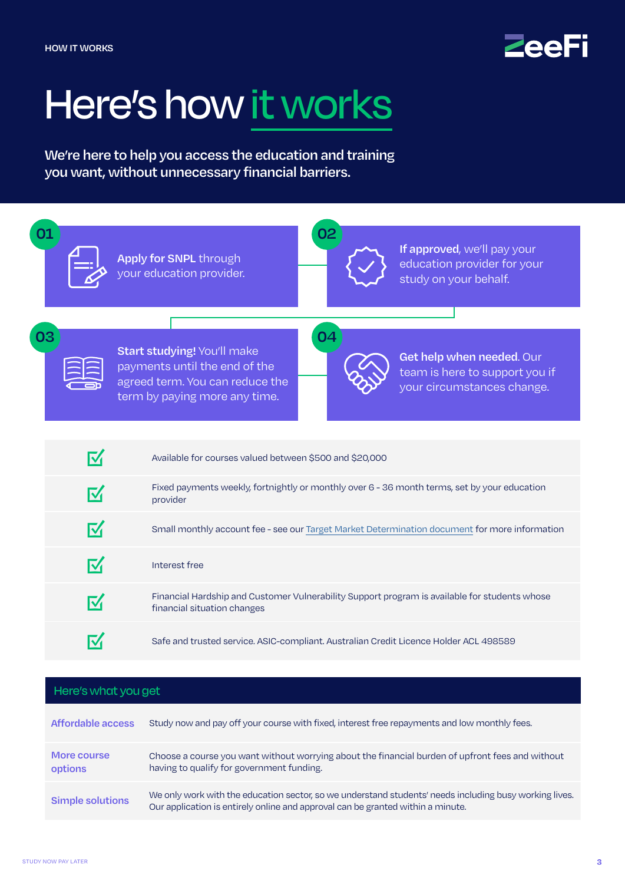HOW IT WORKS

# Here's how it works

We're here to help you access the education and training you want, without unnecessary financial barriers.

**01** **Apply for SNPL** through your education provider.

**02** **If approved**, we'll pay your education provider for your study on your behalf.

**03** **Start studying!** You'll make payments until the end of the agreed term. You can reduce the term by paying more any time.

**04** **Get help when needed**. Our team is here to support you if your circumstances change.

- ☑ Available for courses valued between $500 and $20,000
- ☑ Fixed payments weekly, fortnightly or monthly over 6 - 36 month terms, set by your education provider
- ☑ Small monthly account fee - see our Target Market Determination document for more information
- ☑ Interest free
- ☑ Financial Hardship and Customer Vulnerability Support program is available for students whose financial situation changes
- ☑ Safe and trusted service. ASIC-compliant. Australian Credit Licence Holder ACL 498589

## Here's what you get

| | |
|---|---|
| **Affordable access** | Study now and pay off your course with fixed, interest free repayments and low monthly fees. |
| **More course options** | Choose a course you want without worrying about the financial burden of upfront fees and without having to qualify for government funding. |
| **Simple solutions** | We only work with the education sector, so we understand students' needs including busy working lives. Our application is entirely online and approval can be granted within a minute. |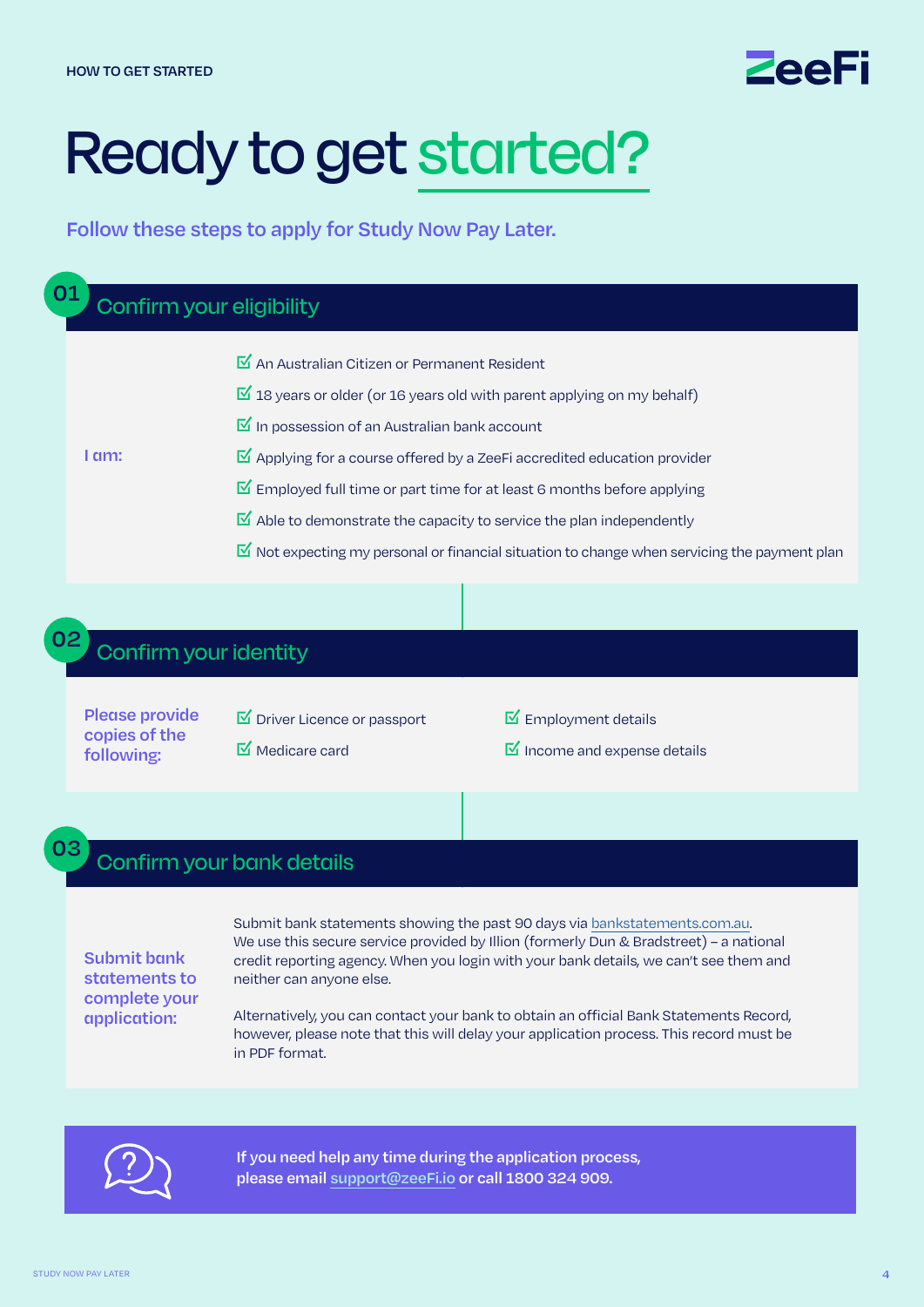HOW TO GET STARTED

# Ready to get started?

**Follow these steps to apply for Study Now Pay Later.**

## 01 Confirm your eligibility

**I am:**

- ☑ An Australian Citizen or Permanent Resident
- ☑ 18 years or older (or 16 years old with parent applying on my behalf)
- ☑ In possession of an Australian bank account
- ☑ Applying for a course offered by a ZeeFi accredited education provider
- ☑ Employed full time or part time for at least 6 months before applying
- ☑ Able to demonstrate the capacity to service the plan independently
- ☑ Not expecting my personal or financial situation to change when servicing the payment plan

## 02 Confirm your identity

**Please provide copies of the following:**

- ☑ Driver Licence or passport
- ☑ Medicare card
- ☑ Employment details
- ☑ Income and expense details

## 03 Confirm your bank details

**Submit bank statements to complete your application:**

Submit bank statements showing the past 90 days via bankstatements.com.au. We use this secure service provided by Illion (formerly Dun & Bradstreet) – a national credit reporting agency. When you login with your bank details, we can't see them and neither can anyone else.

Alternatively, you can contact your bank to obtain an official Bank Statements Record, however, please note that this will delay your application process. This record must be in PDF format.

**If you need help any time during the application process, please email support@zeeFi.io or call 1800 324 909.**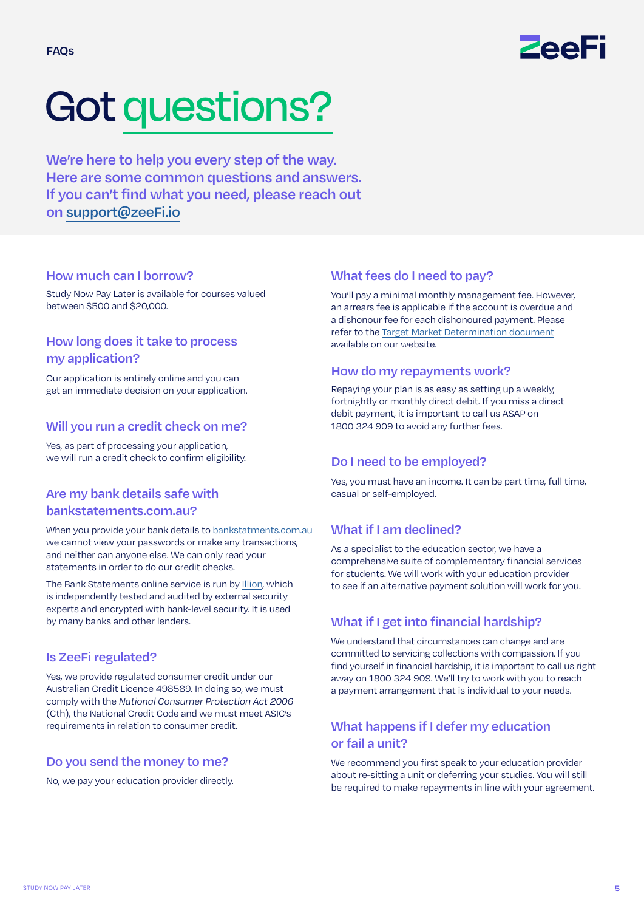FAQs

# Got questions?

We're here to help you every step of the way. Here are some common questions and answers. If you can't find what you need, please reach out on support@zeeFi.io

### How much can I borrow?

Study Now Pay Later is available for courses valued between $500 and $20,000.

### How long does it take to process my application?

Our application is entirely online and you can get an immediate decision on your application.

### Will you run a credit check on me?

Yes, as part of processing your application, we will run a credit check to confirm eligibility.

### Are my bank details safe with bankstatements.com.au?

When you provide your bank details to bankstatments.com.au we cannot view your passwords or make any transactions, and neither can anyone else. We can only read your statements in order to do our credit checks.

The Bank Statements online service is run by Illion, which is independently tested and audited by external security experts and encrypted with bank-level security. It is used by many banks and other lenders.

### Is ZeeFi regulated?

Yes, we provide regulated consumer credit under our Australian Credit Licence 498589. In doing so, we must comply with the *National Consumer Protection Act 2006* (Cth), the National Credit Code and we must meet ASIC's requirements in relation to consumer credit.

### Do you send the money to me?

No, we pay your education provider directly.

### What fees do I need to pay?

You'll pay a minimal monthly management fee. However, an arrears fee is applicable if the account is overdue and a dishonour fee for each dishonoured payment. Please refer to the Target Market Determination document available on our website.

### How do my repayments work?

Repaying your plan is as easy as setting up a weekly, fortnightly or monthly direct debit. If you miss a direct debit payment, it is important to call us ASAP on 1800 324 909 to avoid any further fees.

### Do I need to be employed?

Yes, you must have an income. It can be part time, full time, casual or self-employed.

### What if I am declined?

As a specialist to the education sector, we have a comprehensive suite of complementary financial services for students. We will work with your education provider to see if an alternative payment solution will work for you.

### What if I get into financial hardship?

We understand that circumstances can change and are committed to servicing collections with compassion. If you find yourself in financial hardship, it is important to call us right away on 1800 324 909. We'll try to work with you to reach a payment arrangement that is individual to your needs.

### What happens if I defer my education or fail a unit?

We recommend you first speak to your education provider about re-sitting a unit or deferring your studies. You will still be required to make repayments in line with your agreement.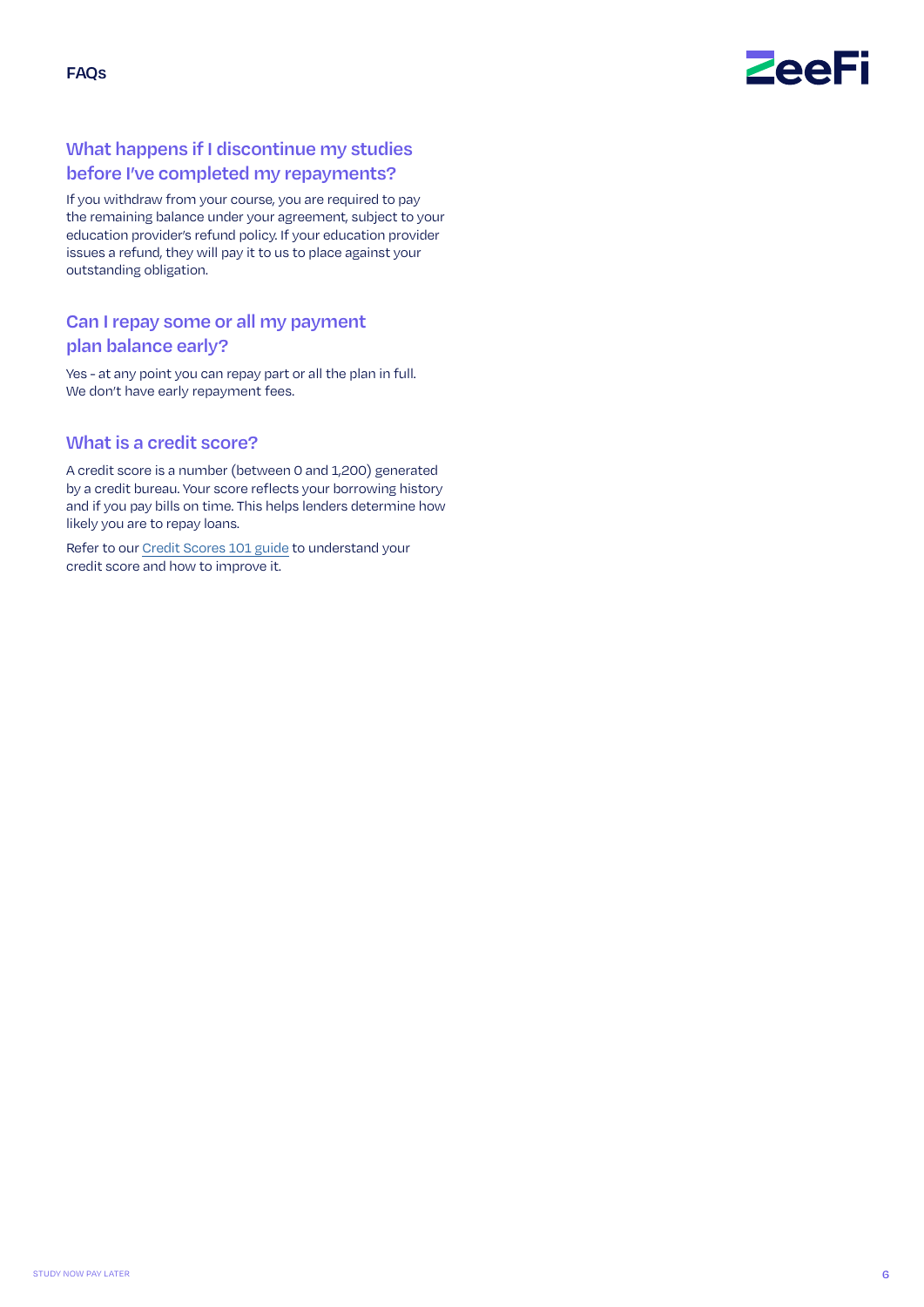## FAQs

### What happens if I discontinue my studies before I've completed my repayments?

If you withdraw from your course, you are required to pay the remaining balance under your agreement, subject to your education provider's refund policy. If your education provider issues a refund, they will pay it to us to place against your outstanding obligation.

### Can I repay some or all my payment plan balance early?

Yes - at any point you can repay part or all the plan in full. We don't have early repayment fees.

### What is a credit score?

A credit score is a number (between 0 and 1,200) generated by a credit bureau. Your score reflects your borrowing history and if you pay bills on time. This helps lenders determine how likely you are to repay loans.

Refer to our Credit Scores 101 guide to understand your credit score and how to improve it.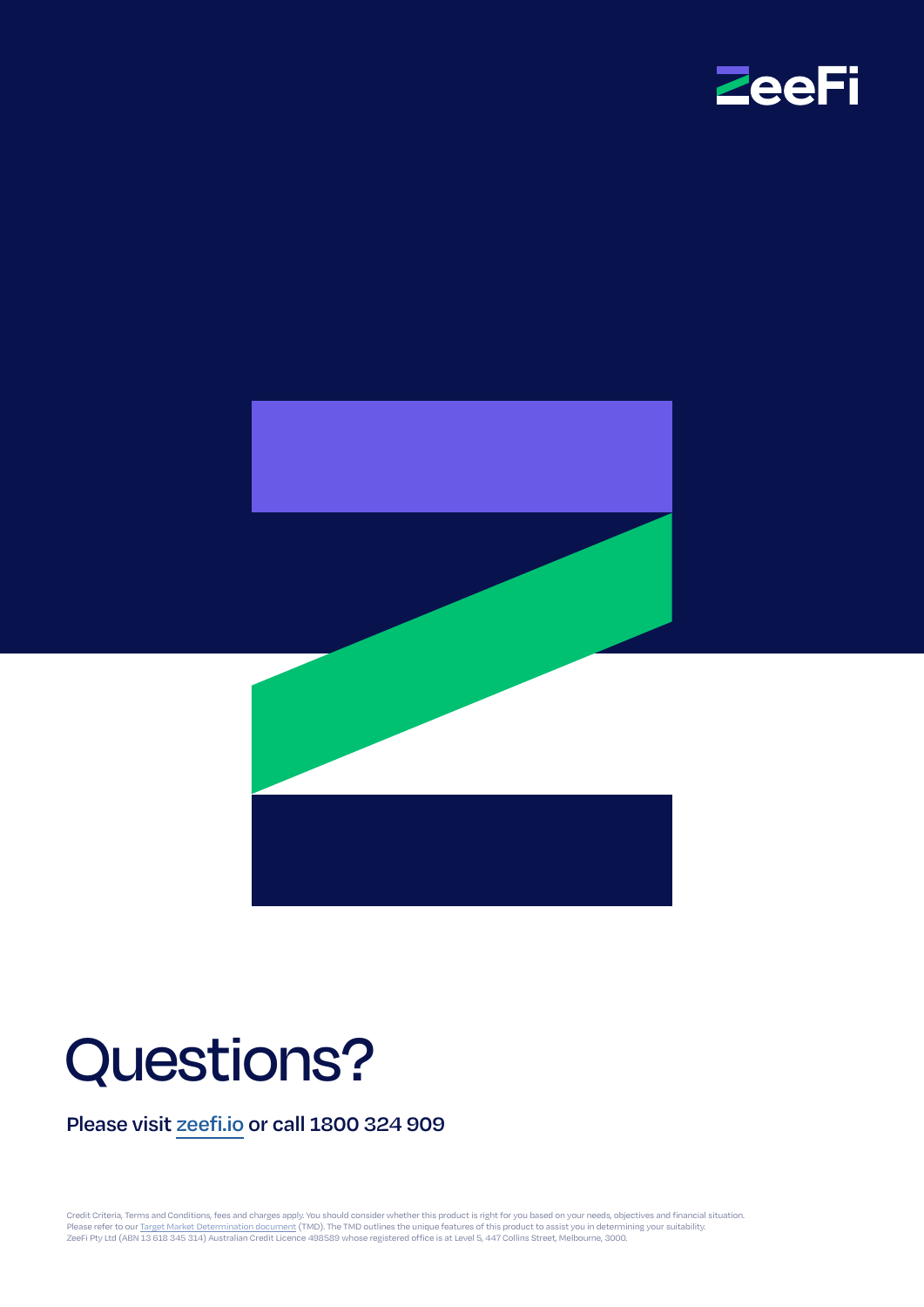ZeeFi

# Questions?

**Please visit zeefi.io or call 1800 324 909**

Credit Criteria, Terms and Conditions, fees and charges apply. You should consider whether this product is right for you based on your needs, objectives and financial situation.
Please refer to our Target Market Determination document (TMD). The TMD outlines the unique features of this product to assist you in determining your suitability.
ZeeFi Pty Ltd (ABN 13 618 345 314) Australian Credit Licence 498589 whose registered office is at Level 5, 447 Collins Street, Melbourne, 3000.